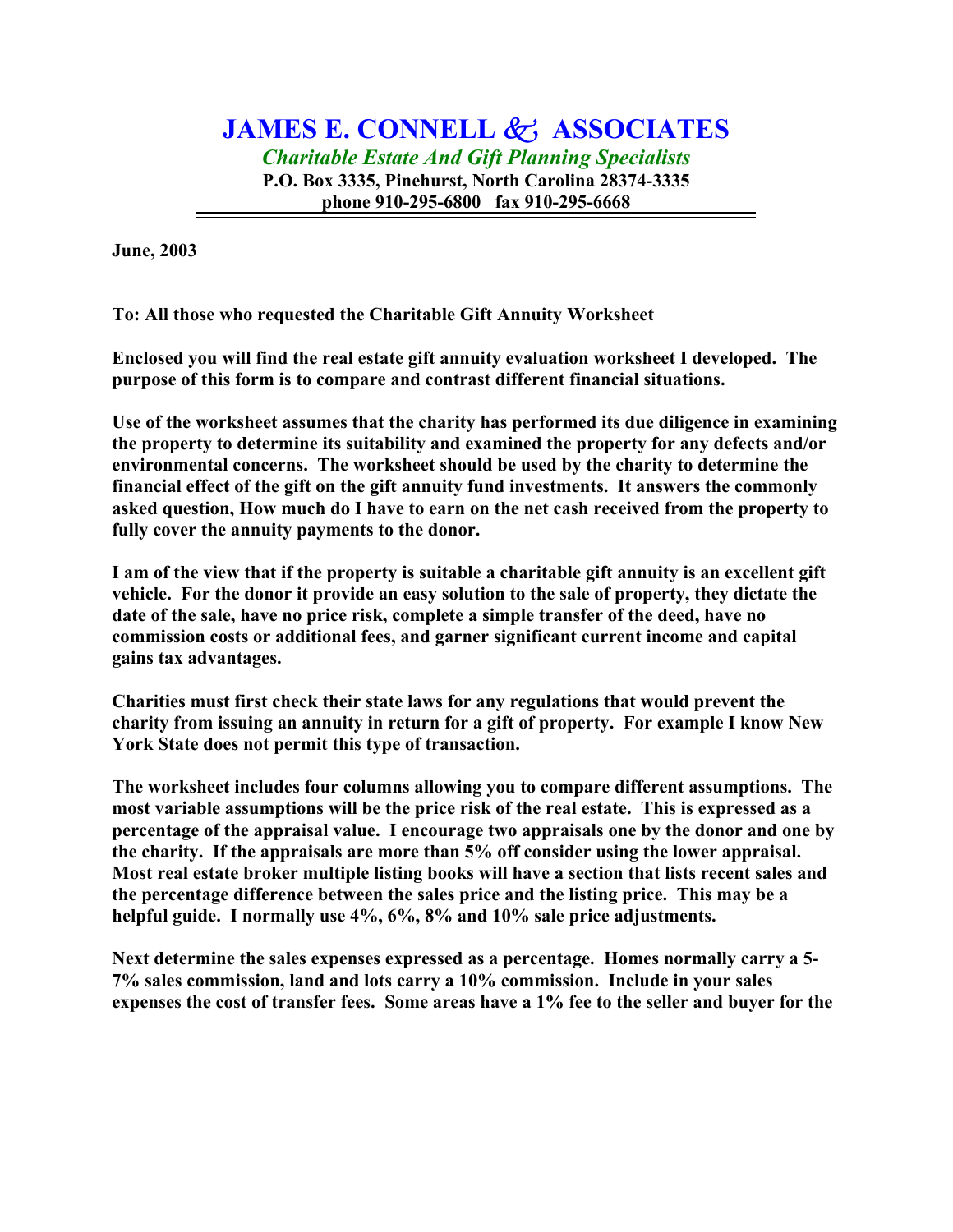# JAMES E. CONNELL & ASSOCIATES

***Charitable Estate And Gift Planning Specialists***

**P.O. Box 3335, Pinehurst, North Carolina 28374-3335**
**phone 910-295-6800 fax 910-295-6668**

---

**June, 2003**

**To: All those who requested the Charitable Gift Annuity Worksheet**

**Enclosed you will find the real estate gift annuity evaluation worksheet I developed. The purpose of this form is to compare and contrast different financial situations.**

**Use of the worksheet assumes that the charity has performed its due diligence in examining the property to determine its suitability and examined the property for any defects and/or environmental concerns. The worksheet should be used by the charity to determine the financial effect of the gift on the gift annuity fund investments. It answers the commonly asked question, How much do I have to earn on the net cash received from the property to fully cover the annuity payments to the donor.**

**I am of the view that if the property is suitable a charitable gift annuity is an excellent gift vehicle. For the donor it provide an easy solution to the sale of property, they dictate the date of the sale, have no price risk, complete a simple transfer of the deed, have no commission costs or additional fees, and garner significant current income and capital gains tax advantages.**

**Charities must first check their state laws for any regulations that would prevent the charity from issuing an annuity in return for a gift of property. For example I know New York State does not permit this type of transaction.**

**The worksheet includes four columns allowing you to compare different assumptions. The most variable assumptions will be the price risk of the real estate. This is expressed as a percentage of the appraisal value. I encourage two appraisals one by the donor and one by the charity. If the appraisals are more than 5% off consider using the lower appraisal. Most real estate broker multiple listing books will have a section that lists recent sales and the percentage difference between the sales price and the listing price. This may be a helpful guide. I normally use 4%, 6%, 8% and 10% sale price adjustments.**

**Next determine the sales expenses expressed as a percentage. Homes normally carry a 5-7% sales commission, land and lots carry a 10% commission. Include in your sales expenses the cost of transfer fees. Some areas have a 1% fee to the seller and buyer for the**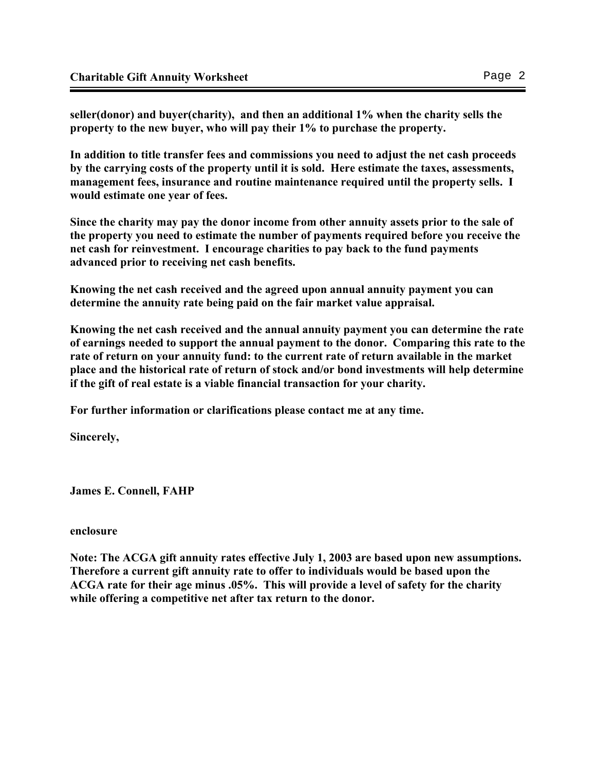**seller(donor) and buyer(charity), and then an additional 1% when the charity sells the property to the new buyer, who will pay their 1% to purchase the property.**

**In addition to title transfer fees and commissions you need to adjust the net cash proceeds by the carrying costs of the property until it is sold. Here estimate the taxes, assessments, management fees, insurance and routine maintenance required until the property sells. I would estimate one year of fees.**

**Since the charity may pay the donor income from other annuity assets prior to the sale of the property you need to estimate the number of payments required before you receive the net cash for reinvestment. I encourage charities to pay back to the fund payments advanced prior to receiving net cash benefits.**

**Knowing the net cash received and the agreed upon annual annuity payment you can determine the annuity rate being paid on the fair market value appraisal.**

**Knowing the net cash received and the annual annuity payment you can determine the rate of earnings needed to support the annual payment to the donor. Comparing this rate to the rate of return on your annuity fund: to the current rate of return available in the market place and the historical rate of return of stock and/or bond investments will help determine if the gift of real estate is a viable financial transaction for your charity.**

**For further information or clarifications please contact me at any time.**

**Sincerely,**

**James E. Connell, FAHP**

**enclosure**

**Note: The ACGA gift annuity rates effective July 1, 2003 are based upon new assumptions. Therefore a current gift annuity rate to offer to individuals would be based upon the ACGA rate for their age minus .05%. This will provide a level of safety for the charity while offering a competitive net after tax return to the donor.**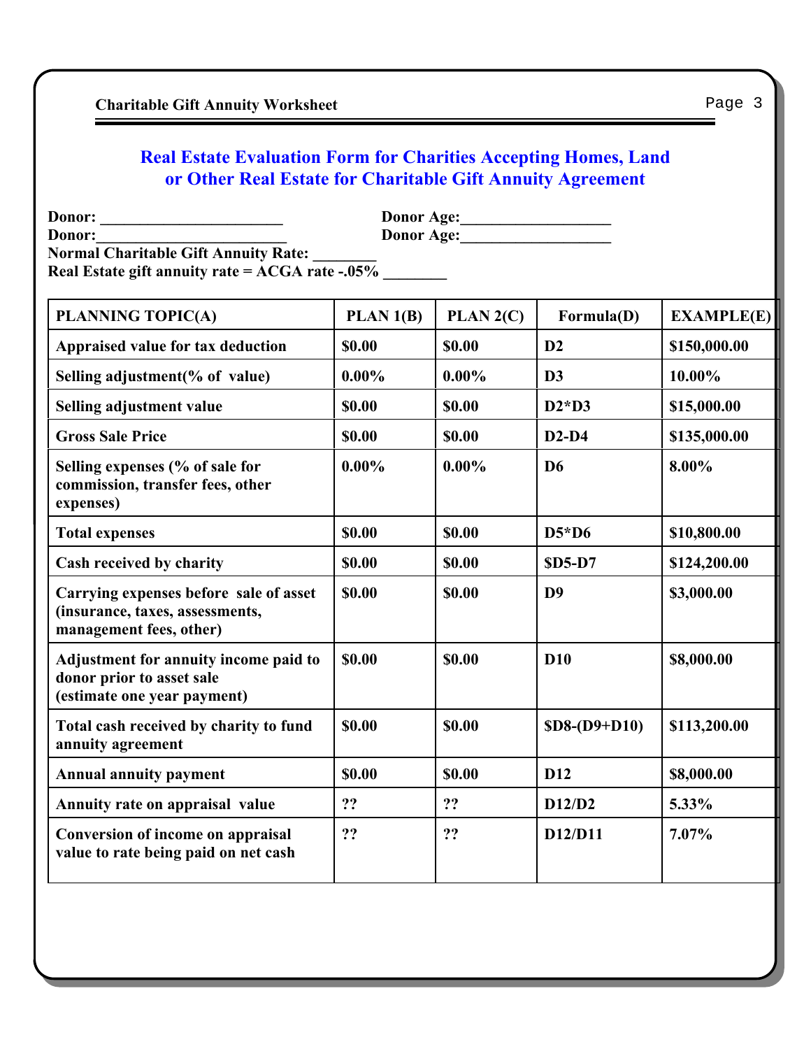## Real Estate Evaluation Form for Charities Accepting Homes, Land or Other Real Estate for Charitable Gift Annuity Agreement

**Donor: ________________________** **Donor Age:__________________**
**Donor:________________________** **Donor Age:__________________**
**Normal Charitable Gift Annuity Rate: ________**
**Real Estate gift annuity rate = ACGA rate -.05% ________**

| PLANNING TOPIC(A) | PLAN 1(B) | PLAN 2(C) | Formula(D) | EXAMPLE(E) |
|---|---|---|---|---|
| Appraised value for tax deduction | $0.00 | $0.00 | D2 | $150,000.00 |
| Selling adjustment(% of value) | 0.00% | 0.00% | D3 | 10.00% |
| Selling adjustment value | $0.00 | $0.00 | D2*D3 | $15,000.00 |
| Gross Sale Price | $0.00 | $0.00 | D2-D4 | $135,000.00 |
| Selling expenses (% of sale for commission, transfer fees, other expenses) | 0.00% | 0.00% | D6 | 8.00% |
| Total expenses | $0.00 | $0.00 | D5*D6 | $10,800.00 |
| Cash received by charity | $0.00 | $0.00 | $D5-D7 | $124,200.00 |
| Carrying expenses before sale of asset (insurance, taxes, assessments, management fees, other) | $0.00 | $0.00 | D9 | $3,000.00 |
| Adjustment for annuity income paid to donor prior to asset sale (estimate one year payment) | $0.00 | $0.00 | D10 | $8,000.00 |
| Total cash received by charity to fund annuity agreement | $0.00 | $0.00 | $D8-(D9+D10) | $113,200.00 |
| Annual annuity payment | $0.00 | $0.00 | D12 | $8,000.00 |
| Annuity rate on appraisal value | ?? | ?? | D12/D2 | 5.33% |
| Conversion of income on appraisal value to rate being paid on net cash | ?? | ?? | D12/D11 | 7.07% |